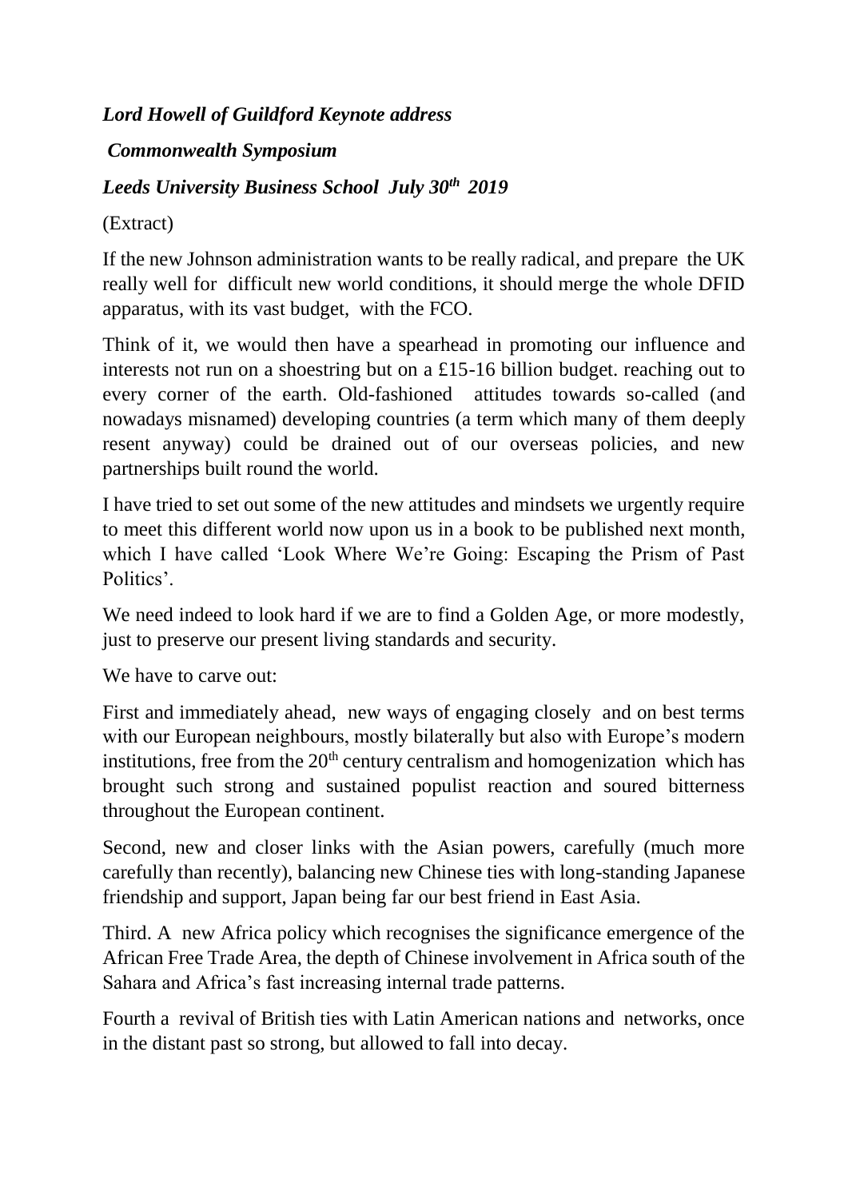***Lord Howell of Guildford Keynote address***

***Commonwealth Symposium***

***Leeds University Business School July 30th 2019***

(Extract)

If the new Johnson administration wants to be really radical, and prepare the UK really well for difficult new world conditions, it should merge the whole DFID apparatus, with its vast budget, with the FCO.

Think of it, we would then have a spearhead in promoting our influence and interests not run on a shoestring but on a £15-16 billion budget. reaching out to every corner of the earth. Old-fashioned attitudes towards so-called (and nowadays misnamed) developing countries (a term which many of them deeply resent anyway) could be drained out of our overseas policies, and new partnerships built round the world.

I have tried to set out some of the new attitudes and mindsets we urgently require to meet this different world now upon us in a book to be published next month, which I have called 'Look Where We're Going: Escaping the Prism of Past Politics'.

We need indeed to look hard if we are to find a Golden Age, or more modestly, just to preserve our present living standards and security.

We have to carve out:

First and immediately ahead, new ways of engaging closely and on best terms with our European neighbours, mostly bilaterally but also with Europe's modern institutions, free from the 20th century centralism and homogenization which has brought such strong and sustained populist reaction and soured bitterness throughout the European continent.

Second, new and closer links with the Asian powers, carefully (much more carefully than recently), balancing new Chinese ties with long-standing Japanese friendship and support, Japan being far our best friend in East Asia.

Third. A new Africa policy which recognises the significance emergence of the African Free Trade Area, the depth of Chinese involvement in Africa south of the Sahara and Africa's fast increasing internal trade patterns.

Fourth a revival of British ties with Latin American nations and networks, once in the distant past so strong, but allowed to fall into decay.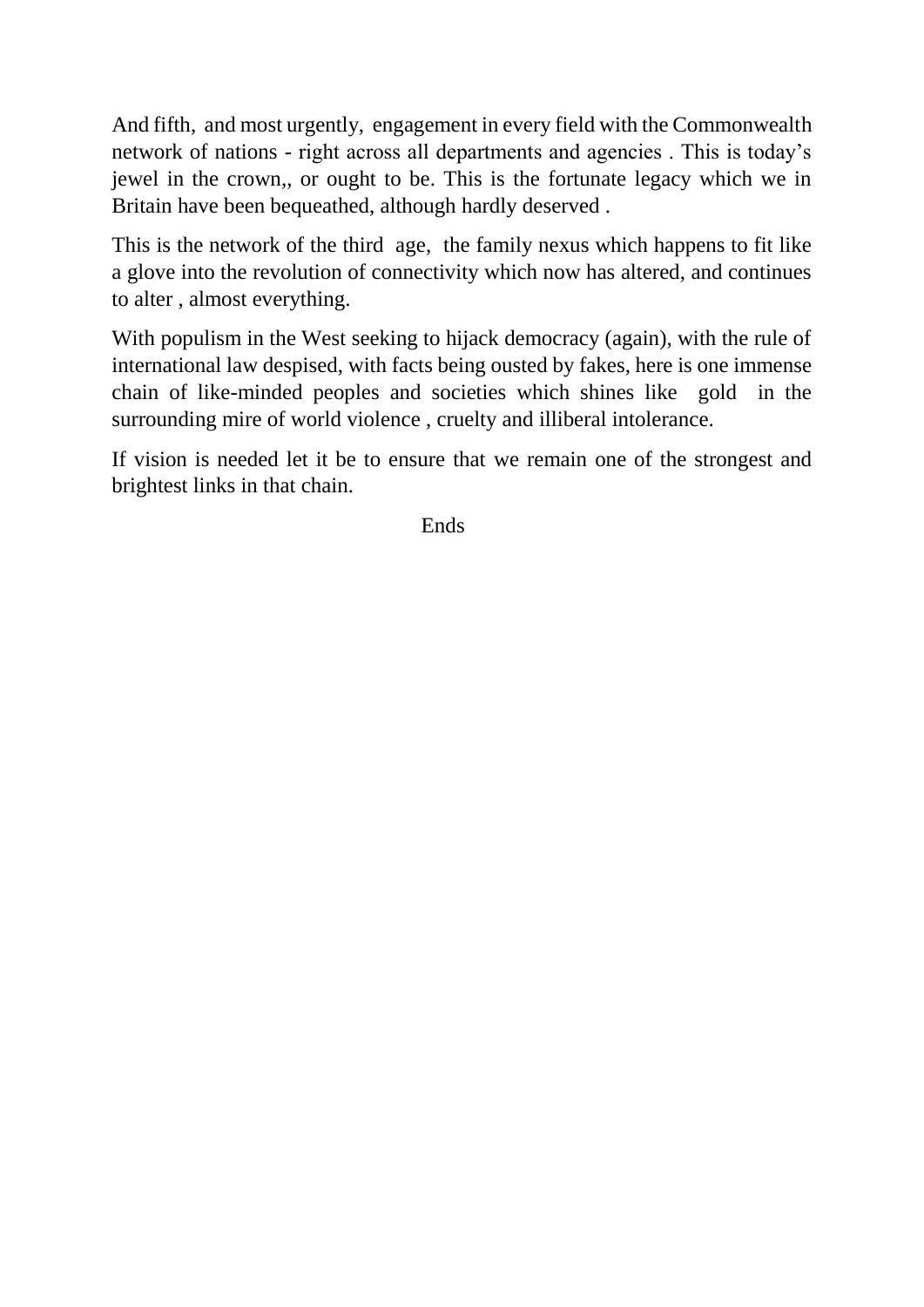And fifth, and most urgently, engagement in every field with the Commonwealth network of nations - right across all departments and agencies . This is today's jewel in the crown,, or ought to be. This is the fortunate legacy which we in Britain have been bequeathed, although hardly deserved .

This is the network of the third age, the family nexus which happens to fit like a glove into the revolution of connectivity which now has altered, and continues to alter , almost everything.

With populism in the West seeking to hijack democracy (again), with the rule of international law despised, with facts being ousted by fakes, here is one immense chain of like-minded peoples and societies which shines like gold in the surrounding mire of world violence , cruelty and illiberal intolerance.

If vision is needed let it be to ensure that we remain one of the strongest and brightest links in that chain.

Ends